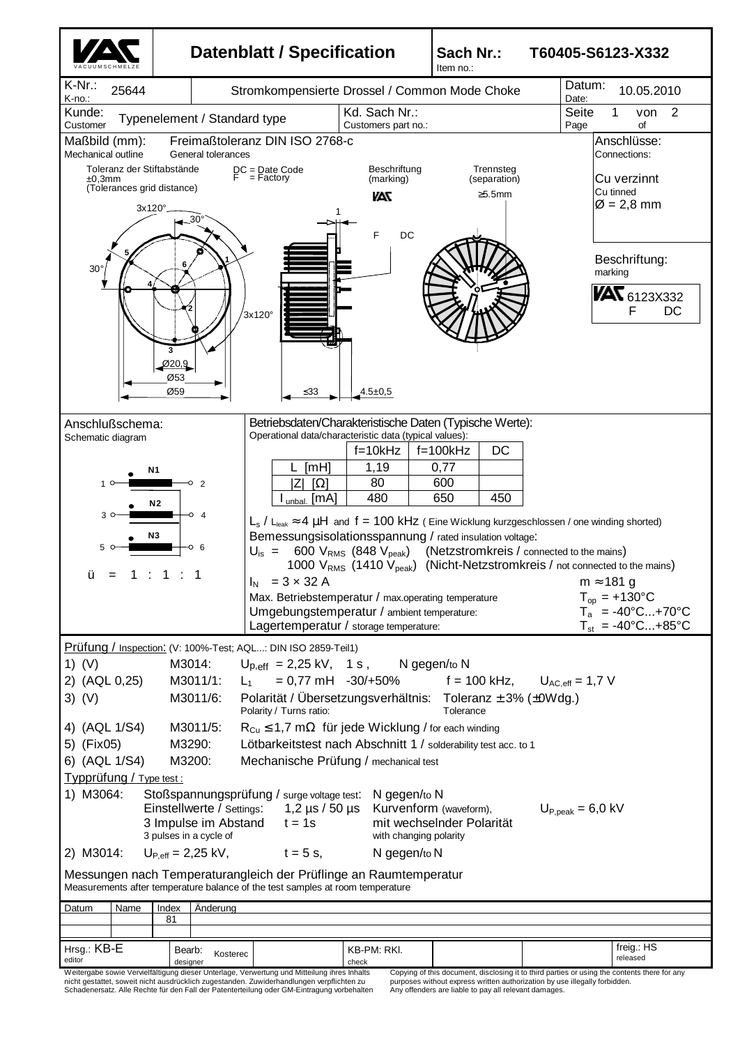# Datenblatt / Specification

**Sach Nr.: / Item no.:** T60405-S6123-X332

| K-Nr.: / K-no.: 25644 | Stromkompensierte Drossel / Common Mode Choke | Datum: / Date: 10.05.2010 |
|---|---|---|
| Kunde: / Customer: Typenelement / Standard type | Kd. Sach Nr.: / Customers part no.: | Seite 1 von 2 / Page 1 of 2 |

## Maßbild (mm): / Mechanical outline

Freimaßtoleranz DIN ISO 2768-c / General tolerances

Toleranz der Stiftabstände ±0,3mm (Tolerances grid distance)

DC = Date Code
F = Factory

Beschriftung (marking): VAC F DC

Trennsteg (separation) ≥5.5mm

3x120°, 30°, 30°, 3x120°, Ø20,9, Ø53, Ø59, ≤33, 4.5±0,5, 1

**Anschlüsse: / Connections:**
Cu verzinnt / Cu tinned
$Ø = 2,8$ mm

**Beschriftung: / marking**
VAC 6123X332
F DC

## Anschlußschema: / Schematic diagram

N1: 1 – 2
N2: 3 – 4
N3: 5 – 6

ü = 1 : 1 : 1

## Betriebsdaten/Charakteristische Daten (Typische Werte): / Operational data/characteristic data (typical values):

| | f=10kHz | f=100kHz | DC |
|---|---|---|---|
| L [mH] | 1,19 | 0,77 | |
| \|Z\| [Ω] | 80 | 600 | |
| $I_{unbal.}$ [mA] | 480 | 650 | 450 |

$L_s$ / $L_{leak}$ ≈ 4 µH and f = 100 kHz ( Eine Wicklung kurzgeschlossen / one winding shorted)

Bemessungsisolationsspannung / rated insulation voltage:
$U_{is}$ = 600 $V_{RMS}$ (848 $V_{peak}$) (Netzstromkreis / connected to the mains)
1000 $V_{RMS}$ (1410 $V_{peak}$) (Nicht-Netzstromkreis / not connected to the mains)

$I_N$ = 3 × 32 A — m ≈ 181 g

Max. Betriebstemperatur / max.operating temperature — $T_{op}$ = +130°C

Umgebungstemperatur / ambient temperature: — $T_a$ = -40°C...+70°C

Lagertemperatur / storage temperature: — $T_{st}$ = -40°C...+85°C

## Prüfung / Inspection: (V: 100%-Test; AQL...: DIN ISO 2859-Teil1)

1) (V) M3014: $U_{p,eff}$ = 2,25 kV, 1 s , N gegen/to N
2) (AQL 0,25) M3011/1: $L_1$ = 0,77 mH -30/+50% f = 100 kHz, $U_{AC,eff}$ = 1,7 V
3) (V) M3011/6: Polarität / Übersetzungsverhältnis: / Polarity / Turns ratio: Toleranz ± 3% (±0Wdg.) / Tolerance
4) (AQL 1/S4) M3011/5: $R_{Cu}$ ≤ 1,7 mΩ für jede Wicklung / for each winding
5) (Fix05) M3290: Lötbarkeitstest nach Abschnitt 1 / solderability test acc. to 1
6) (AQL 1/S4) M3200: Mechanische Prüfung / mechanical test

## Typprüfung / Type test :

1) M3064: Stoßspannungsprüfung / surge voltage test: N gegen/to N
Einstellwerte / Settings: 1,2 µs / 50 µs Kurvenform (waveform), $U_{P,peak}$ = 6,0 kV
3 Impulse im Abstand / 3 pulses in a cycle of t = 1s mit wechselnder Polarität / with changing polarity

2) M3014: $U_{P,eff}$ = 2,25 kV, t = 5 s, N gegen/to N

Messungen nach Temperaturangleich der Prüflinge an Raumtemperatur
Measurements after temperature balance of the test samples at room temperature

| Datum | Name | Index | Änderung |
|---|---|---|---|
| | | 81 | |

| Hrsg.: KB-E / editor | Bearb.: Kosterec / designer | KB-PM: RKl. / check | freig.: HS / released |
|---|---|---|---|

Weitergabe sowie Vervielfältigung dieser Unterlage, Verwertung und Mitteilung ihres Inhalts nicht gestattet, soweit nicht ausdrücklich zugestanden. Zuwiderhandlungen verpflichten zu Schadenersatz. Alle Rechte für den Fall der Patenterteilung oder GM-Eintragung vorbehalten

Copying of this document, disclosing it to third parties or using the contents there for any purposes without express written authorization by use illegally forbidden. Any offenders are liable to pay all relevant damages.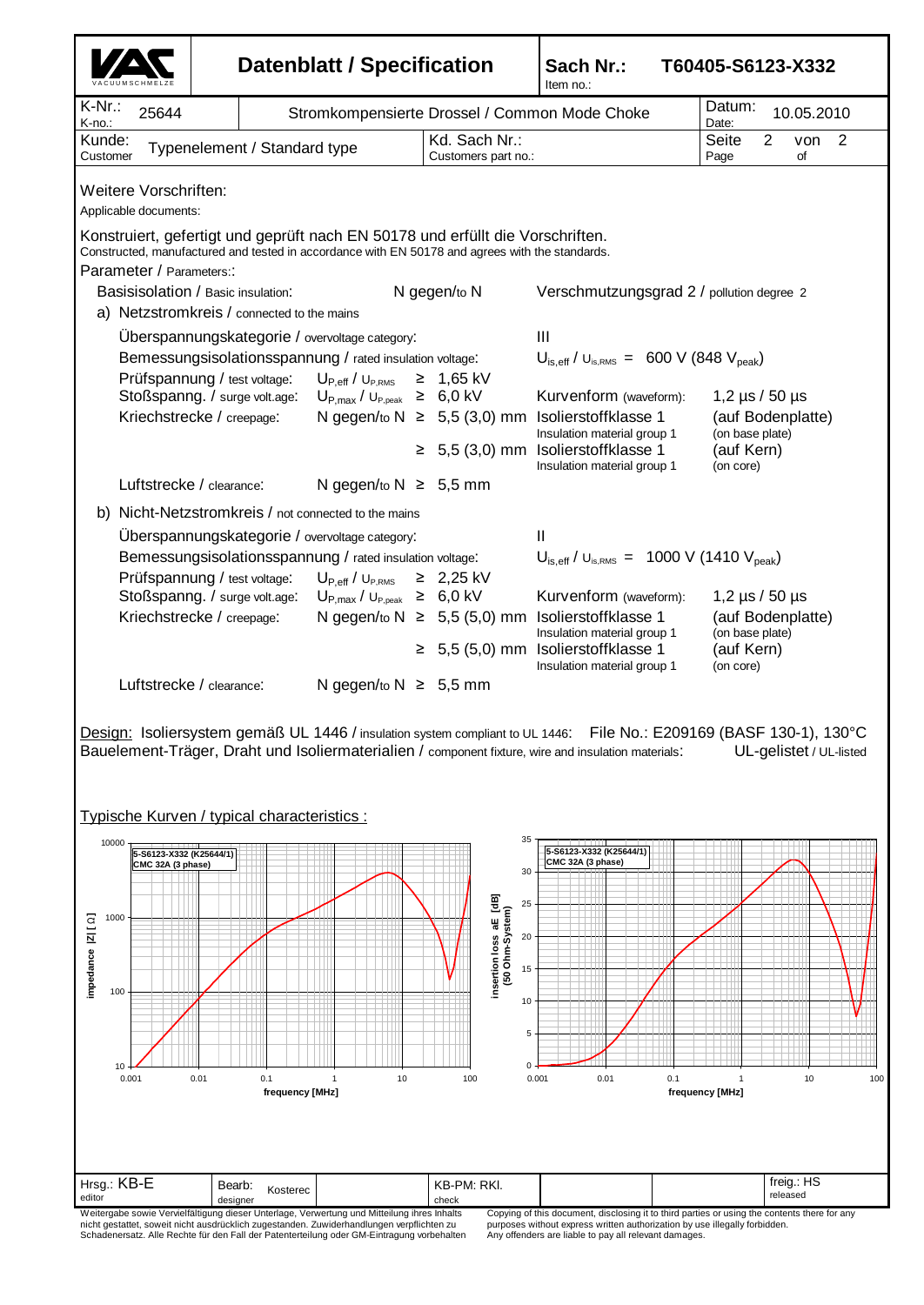# Datenblatt / Specification

**Sach Nr.:** T60405-S6123-X332
Item no.:

| | | | |
|---|---|---|---|
| K-Nr.: 25644<br>K-no.: | Stromkompensierte Drossel / Common Mode Choke | | Datum: 10.05.2010<br>Date: |
| Kunde: Typenelement / Standard type<br>Customer | Kd. Sach Nr.:<br>Customers part no.: | | Seite 2 von 2<br>Page of |

Weitere Vorschriften:
Applicable documents:

Konstruiert, gefertigt und geprüft nach EN 50178 und erfüllt die Vorschriften.
Constructed, manufactured and tested in accordance with EN 50178 and agrees with the standards.

Parameter / Parameters::

Basisisolation / Basic insulation: N gegen/to N — Verschmutzungsgrad 2 / pollution degree 2

a) Netzstromkreis / connected to the mains

- Überspannungskategorie / overvoltage category: III
- Bemessungsisolationsspannung / rated insulation voltage: $U_{is,eff}$ / $U_{is,RMS}$ = 600 V (848 $V_{peak}$)
- Prüfspannung / test voltage: $U_{P,eff}$ / $U_{P,RMS}$ ≥ 1,65 kV
- Stoßspanng. / surge volt.age: $U_{P,max}$ / $U_{P,peak}$ ≥ 6,0 kV — Kurvenform (waveform): 1,2 µs / 50 µs
- Kriechstrecke / creepage: N gegen/to N ≥ 5,5 (3,0) mm — Isolierstoffklasse 1 / Insulation material group 1 — (auf Bodenplatte) (on base plate)
  ≥ 5,5 (3,0) mm — Isolierstoffklasse 1 / Insulation material group 1 — (auf Kern) (on core)
- Luftstrecke / clearance: N gegen/to N ≥ 5,5 mm

b) Nicht-Netzstromkreis / not connected to the mains

- Überspannungskategorie / overvoltage category: II
- Bemessungsisolationsspannung / rated insulation voltage: $U_{is,eff}$ / $U_{is,RMS}$ = 1000 V (1410 $V_{peak}$)
- Prüfspannung / test voltage: $U_{P,eff}$ / $U_{P,RMS}$ ≥ 2,25 kV
- Stoßspanng. / surge volt.age: $U_{P,max}$ / $U_{P,peak}$ ≥ 6,0 kV — Kurvenform (waveform): 1,2 µs / 50 µs
- Kriechstrecke / creepage: N gegen/to N ≥ 5,5 (5,0) mm — Isolierstoffklasse 1 / Insulation material group 1 — (auf Bodenplatte) (on base plate)
  ≥ 5,5 (5,0) mm — Isolierstoffklasse 1 / Insulation material group 1 — (auf Kern) (on core)
- Luftstrecke / clearance: N gegen/to N ≥ 5,5 mm

Design: Isoliersystem gemäß UL 1446 / insulation system compliant to UL 1446: File No.: E209169 (BASF 130-1), 130°C
Bauelement-Träger, Draht und Isoliermaterialien / component fixture, wire and insulation materials: UL-gelistet / UL-listed

Typische Kurven / typical characteristics :

5-S6123-X332 (K25644/1)
CMC 32A (3 phase)
impedance |Z| [ Ω]
10000
1000
100
10
0.001 0.01 0.1 1 10 100
frequency [MHz]

5-S6123-X332 (K25644/1)
CMC 32A (3 phase)
insertion loss aE [dB] (50 Ohm-System)
35 30 25 20 15 10 5 0
0.001 0.01 0.1 1 10 100
frequency [MHz]

| | | | | |
|---|---|---|---|---|
| Hrsg.: KB-E<br>editor | Bearb.: Kosterec<br>designer | KB-PM: RKI.<br>check | | freig.: HS<br>released |

Weitergabe sowie Vervielfältigung dieser Unterlage, Verwertung und Mitteilung ihres Inhalts nicht gestattet, soweit nicht ausdrücklich zugestanden. Zuwiderhandlungen verpflichten zu Schadenersatz. Alle Rechte für den Fall der Patenterteilung oder GM-Eintragung vorbehalten

Copying of this document, disclosing it to third parties or using the contents there for any purposes without express written authorization by use illegally forbidden. Any offenders are liable to pay all relevant damages.